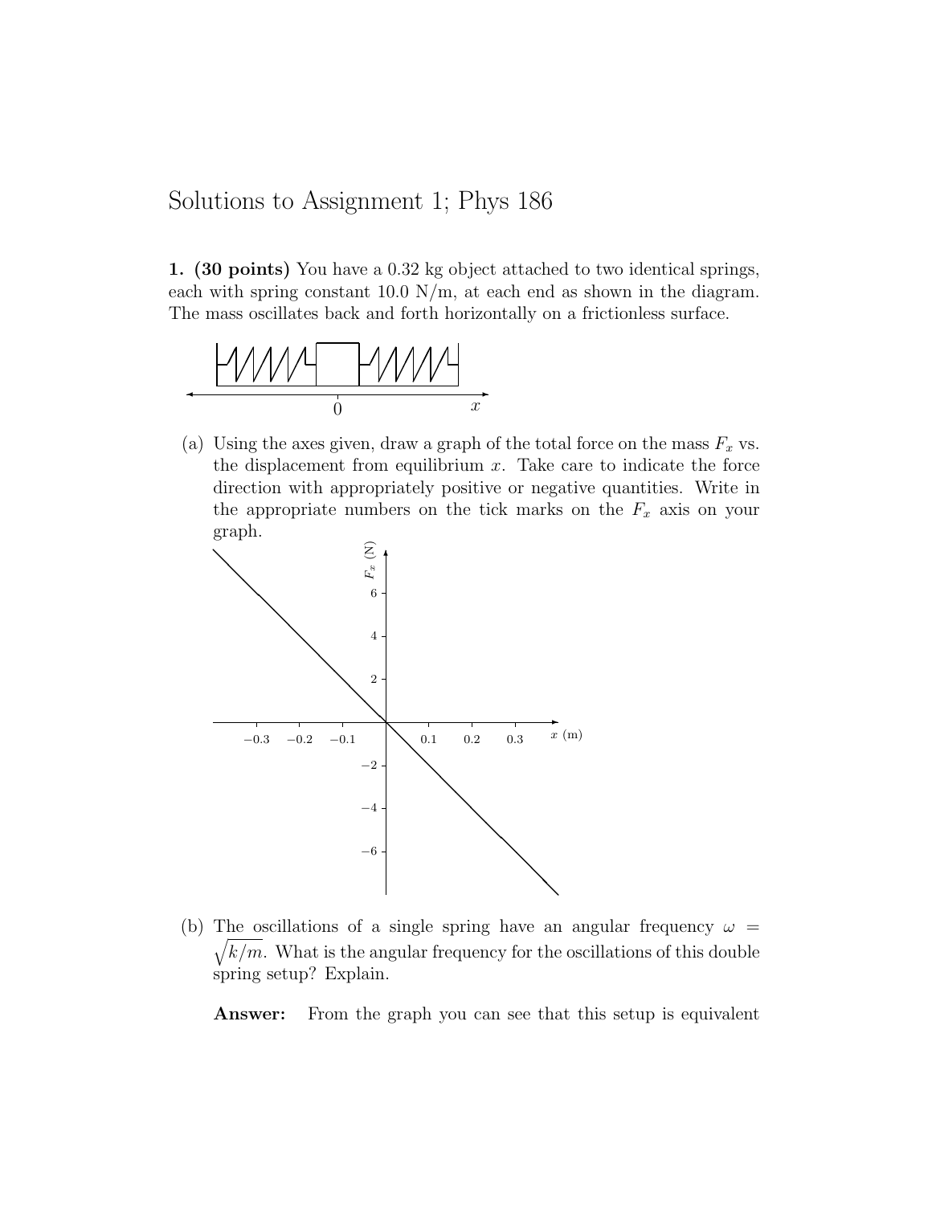# Solutions to Assignment 1; Phys 186

**1. (30 points)** You have a 0.32 kg object attached to two identical springs, each with spring constant 10.0 N/m, at each end as shown in the diagram. The mass oscillates back and forth horizontally on a frictionless surface.

(a) Using the axes given, draw a graph of the total force on the mass $F_x$ vs. the displacement from equilibrium $x$. Take care to indicate the force direction with appropriately positive or negative quantities. Write in the appropriate numbers on the tick marks on the $F_x$ axis on your graph.

(b) The oscillations of a single spring have an angular frequency $\omega = \sqrt{k/m}$. What is the angular frequency for the oscillations of this double spring setup? Explain.

**Answer:** From the graph you can see that this setup is equivalent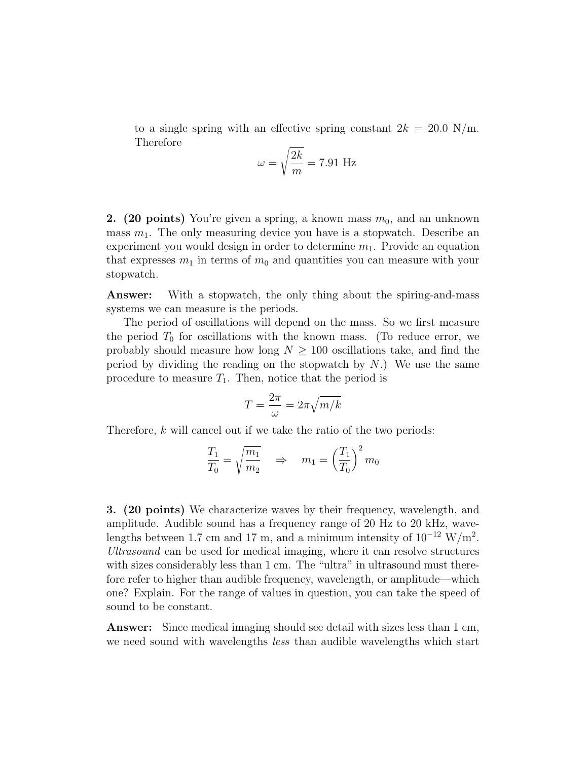to a single spring with an effective spring constant $2k = 20.0$ N/m. Therefore

$$\omega = \sqrt{\frac{2k}{m}} = 7.91 \text{ Hz}$$

**2. (20 points)** You're given a spring, a known mass $m_0$, and an unknown mass $m_1$. The only measuring device you have is a stopwatch. Describe an experiment you would design in order to determine $m_1$. Provide an equation that expresses $m_1$ in terms of $m_0$ and quantities you can measure with your stopwatch.

**Answer:** With a stopwatch, the only thing about the spiring-and-mass systems we can measure is the periods.

The period of oscillations will depend on the mass. So we first measure the period $T_0$ for oscillations with the known mass. (To reduce error, we probably should measure how long $N \geq 100$ oscillations take, and find the period by dividing the reading on the stopwatch by $N$.) We use the same procedure to measure $T_1$. Then, notice that the period is

$$T = \frac{2\pi}{\omega} = 2\pi\sqrt{m/k}$$

Therefore, $k$ will cancel out if we take the ratio of the two periods:

$$\frac{T_1}{T_0} = \sqrt{\frac{m_1}{m_2}} \quad \Rightarrow \quad m_1 = \left(\frac{T_1}{T_0}\right)^2 m_0$$

**3. (20 points)** We characterize waves by their frequency, wavelength, and amplitude. Audible sound has a frequency range of 20 Hz to 20 kHz, wavelengths between 1.7 cm and 17 m, and a minimum intensity of $10^{-12}$ W/m$^2$. *Ultrasound* can be used for medical imaging, where it can resolve structures with sizes considerably less than 1 cm. The "ultra" in ultrasound must therefore refer to higher than audible frequency, wavelength, or amplitude—which one? Explain. For the range of values in question, you can take the speed of sound to be constant.

**Answer:** Since medical imaging should see detail with sizes less than 1 cm, we need sound with wavelengths *less* than audible wavelengths which start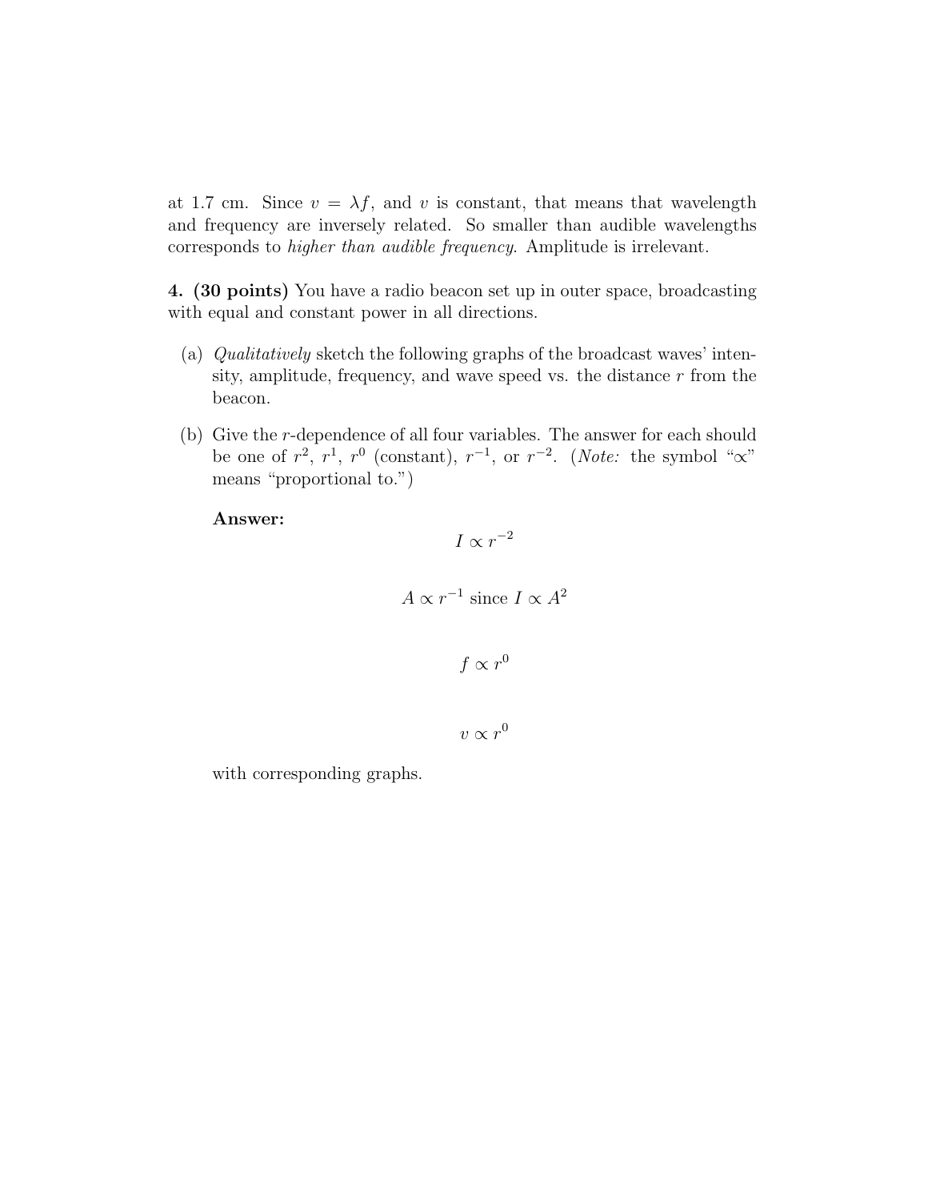at 1.7 cm. Since $v = \lambda f$, and $v$ is constant, that means that wavelength and frequency are inversely related. So smaller than audible wavelengths corresponds to *higher than audible frequency*. Amplitude is irrelevant.

**4. (30 points)** You have a radio beacon set up in outer space, broadcasting with equal and constant power in all directions.

(a) *Qualitatively* sketch the following graphs of the broadcast waves' intensity, amplitude, frequency, and wave speed vs. the distance $r$ from the beacon.

(b) Give the $r$-dependence of all four variables. The answer for each should be one of $r^2$, $r^1$, $r^0$ (constant), $r^{-1}$, or $r^{-2}$. (*Note:* the symbol "$\propto$" means "proportional to.")

**Answer:**

$$I \propto r^{-2}$$

$$A \propto r^{-1} \text{ since } I \propto A^2$$

$$f \propto r^0$$

$$v \propto r^0$$

with corresponding graphs.